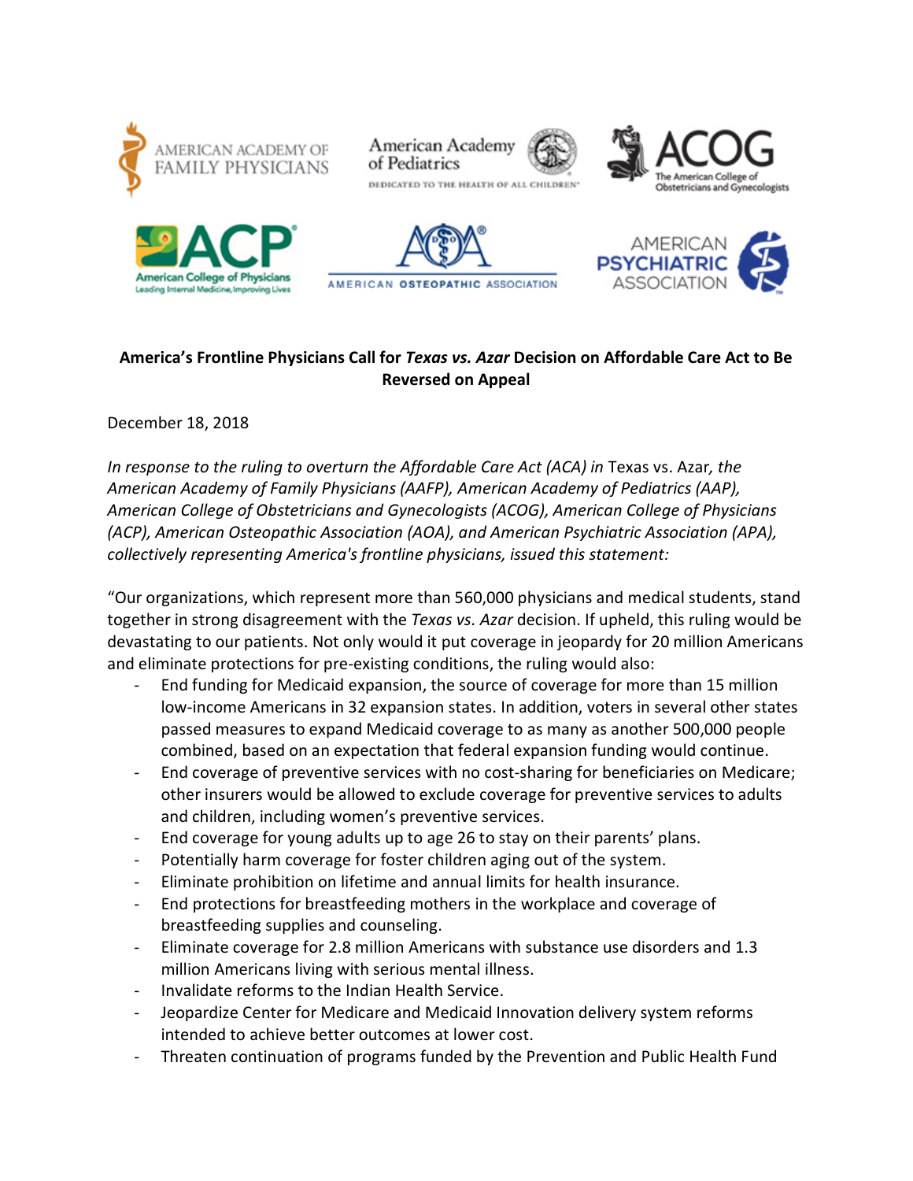AMERICAN ACADEMY OF FAMILY PHYSICIANS

American Academy of Pediatrics — DEDICATED TO THE HEALTH OF ALL CHILDREN

ACOG — The American College of Obstetricians and Gynecologists

ACP — American College of Physicians — Leading Internal Medicine, Improving Lives

AMERICAN OSTEOPATHIC ASSOCIATION

AMERICAN PSYCHIATRIC ASSOCIATION

**America's Frontline Physicians Call for *Texas vs. Azar* Decision on Affordable Care Act to Be Reversed on Appeal**

December 18, 2018

*In response to the ruling to overturn the Affordable Care Act (ACA) in* Texas vs. Azar*, the American Academy of Family Physicians (AAFP), American Academy of Pediatrics (AAP), American College of Obstetricians and Gynecologists (ACOG), American College of Physicians (ACP), American Osteopathic Association (AOA), and American Psychiatric Association (APA), collectively representing America's frontline physicians, issued this statement:*

"Our organizations, which represent more than 560,000 physicians and medical students, stand together in strong disagreement with the *Texas vs. Azar* decision. If upheld, this ruling would be devastating to our patients. Not only would it put coverage in jeopardy for 20 million Americans and eliminate protections for pre-existing conditions, the ruling would also:

- End funding for Medicaid expansion, the source of coverage for more than 15 million low-income Americans in 32 expansion states. In addition, voters in several other states passed measures to expand Medicaid coverage to as many as another 500,000 people combined, based on an expectation that federal expansion funding would continue.
- End coverage of preventive services with no cost-sharing for beneficiaries on Medicare; other insurers would be allowed to exclude coverage for preventive services to adults and children, including women's preventive services.
- End coverage for young adults up to age 26 to stay on their parents' plans.
- Potentially harm coverage for foster children aging out of the system.
- Eliminate prohibition on lifetime and annual limits for health insurance.
- End protections for breastfeeding mothers in the workplace and coverage of breastfeeding supplies and counseling.
- Eliminate coverage for 2.8 million Americans with substance use disorders and 1.3 million Americans living with serious mental illness.
- Invalidate reforms to the Indian Health Service.
- Jeopardize Center for Medicare and Medicaid Innovation delivery system reforms intended to achieve better outcomes at lower cost.
- Threaten continuation of programs funded by the Prevention and Public Health Fund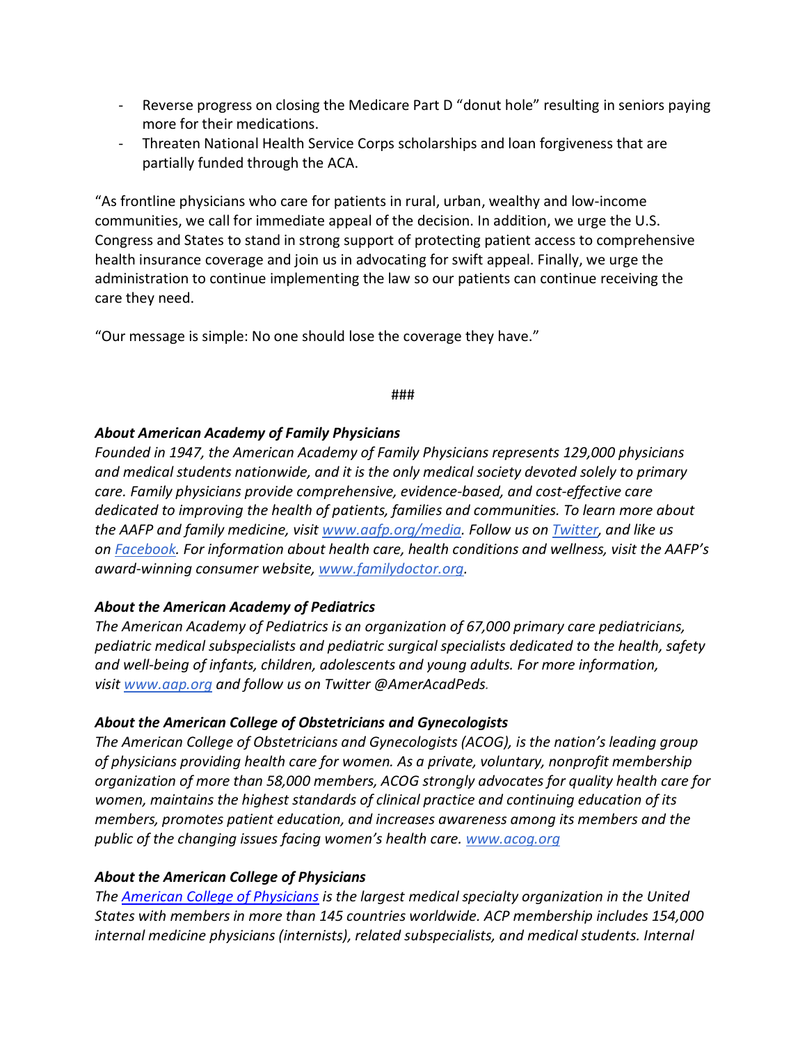- Reverse progress on closing the Medicare Part D "donut hole" resulting in seniors paying more for their medications.
- Threaten National Health Service Corps scholarships and loan forgiveness that are partially funded through the ACA.

"As frontline physicians who care for patients in rural, urban, wealthy and low-income communities, we call for immediate appeal of the decision. In addition, we urge the U.S. Congress and States to stand in strong support of protecting patient access to comprehensive health insurance coverage and join us in advocating for swift appeal. Finally, we urge the administration to continue implementing the law so our patients can continue receiving the care they need.

"Our message is simple: No one should lose the coverage they have."

###

***About American Academy of Family Physicians***
*Founded in 1947, the American Academy of Family Physicians represents 129,000 physicians and medical students nationwide, and it is the only medical society devoted solely to primary care. Family physicians provide comprehensive, evidence-based, and cost-effective care dedicated to improving the health of patients, families and communities. To learn more about the AAFP and family medicine, visit [www.aafp.org/media](www.aafp.org/media). Follow us on [Twitter](), and like us on [Facebook](). For information about health care, health conditions and wellness, visit the AAFP's award-winning consumer website, [www.familydoctor.org](www.familydoctor.org).*

***About the American Academy of Pediatrics***
*The American Academy of Pediatrics is an organization of 67,000 primary care pediatricians, pediatric medical subspecialists and pediatric surgical specialists dedicated to the health, safety and well-being of infants, children, adolescents and young adults. For more information, visit [www.aap.org](www.aap.org) and follow us on Twitter @AmerAcadPeds.*

***About the American College of Obstetricians and Gynecologists***
*The American College of Obstetricians and Gynecologists (ACOG), is the nation's leading group of physicians providing health care for women. As a private, voluntary, nonprofit membership organization of more than 58,000 members, ACOG strongly advocates for quality health care for women, maintains the highest standards of clinical practice and continuing education of its members, promotes patient education, and increases awareness among its members and the public of the changing issues facing women's health care. [www.acog.org](www.acog.org)*

***About the American College of Physicians***
*The [American College of Physicians]() is the largest medical specialty organization in the United States with members in more than 145 countries worldwide. ACP membership includes 154,000 internal medicine physicians (internists), related subspecialists, and medical students. Internal*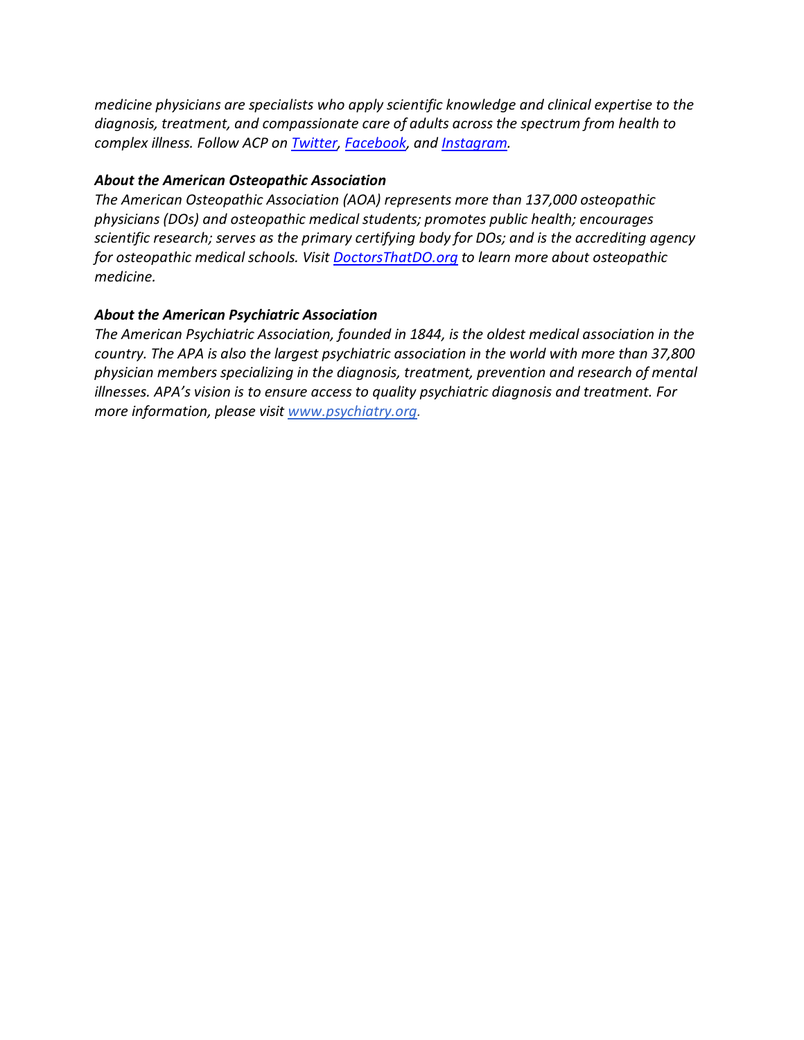*medicine physicians are specialists who apply scientific knowledge and clinical expertise to the diagnosis, treatment, and compassionate care of adults across the spectrum from health to complex illness. Follow ACP on [Twitter](), [Facebook](), and [Instagram]().*

***About the American Osteopathic Association***
*The American Osteopathic Association (AOA) represents more than 137,000 osteopathic physicians (DOs) and osteopathic medical students; promotes public health; encourages scientific research; serves as the primary certifying body for DOs; and is the accrediting agency for osteopathic medical schools. Visit [DoctorsThatDO.org]() to learn more about osteopathic medicine.*

***About the American Psychiatric Association***
*The American Psychiatric Association, founded in 1844, is the oldest medical association in the country. The APA is also the largest psychiatric association in the world with more than 37,800 physician members specializing in the diagnosis, treatment, prevention and research of mental illnesses. APA's vision is to ensure access to quality psychiatric diagnosis and treatment. For more information, please visit [www.psychiatry.org]().*